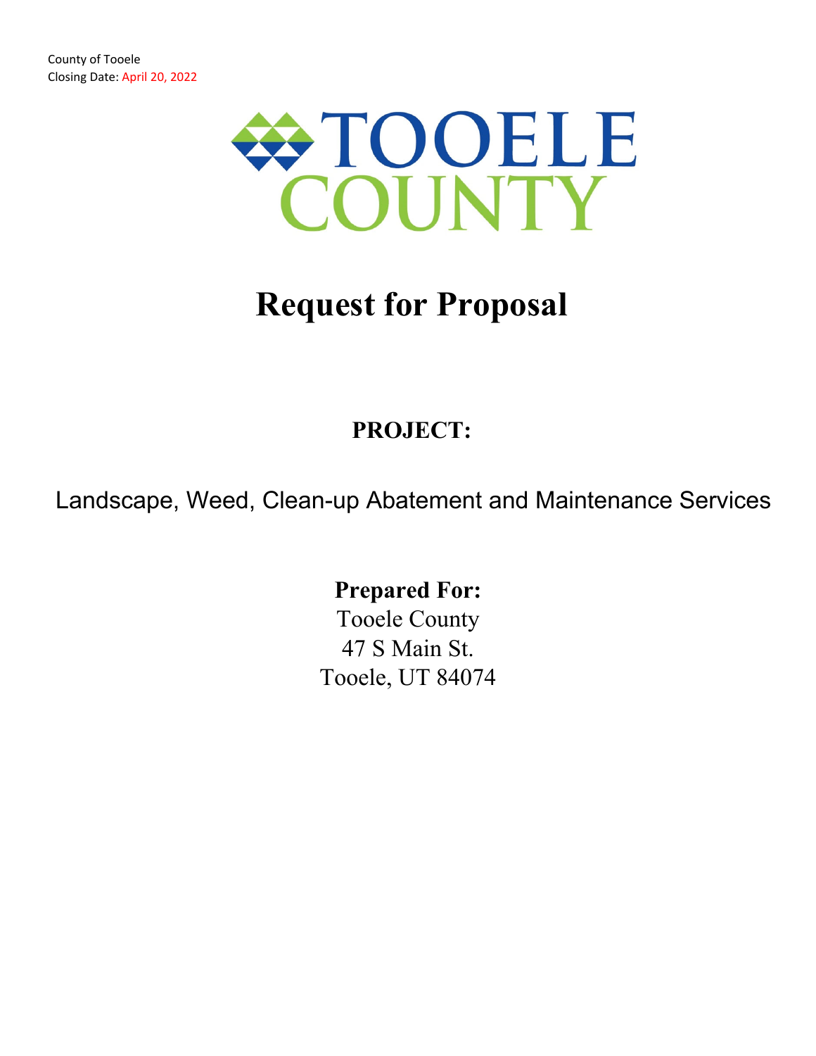County of Tooele
Closing Date: April 20, 2022

TOOELE COUNTY

# Request for Proposal

## PROJECT:

Landscape, Weed, Clean-up Abatement and Maintenance Services

**Prepared For:**
Tooele County
47 S Main St.
Tooele, UT 84074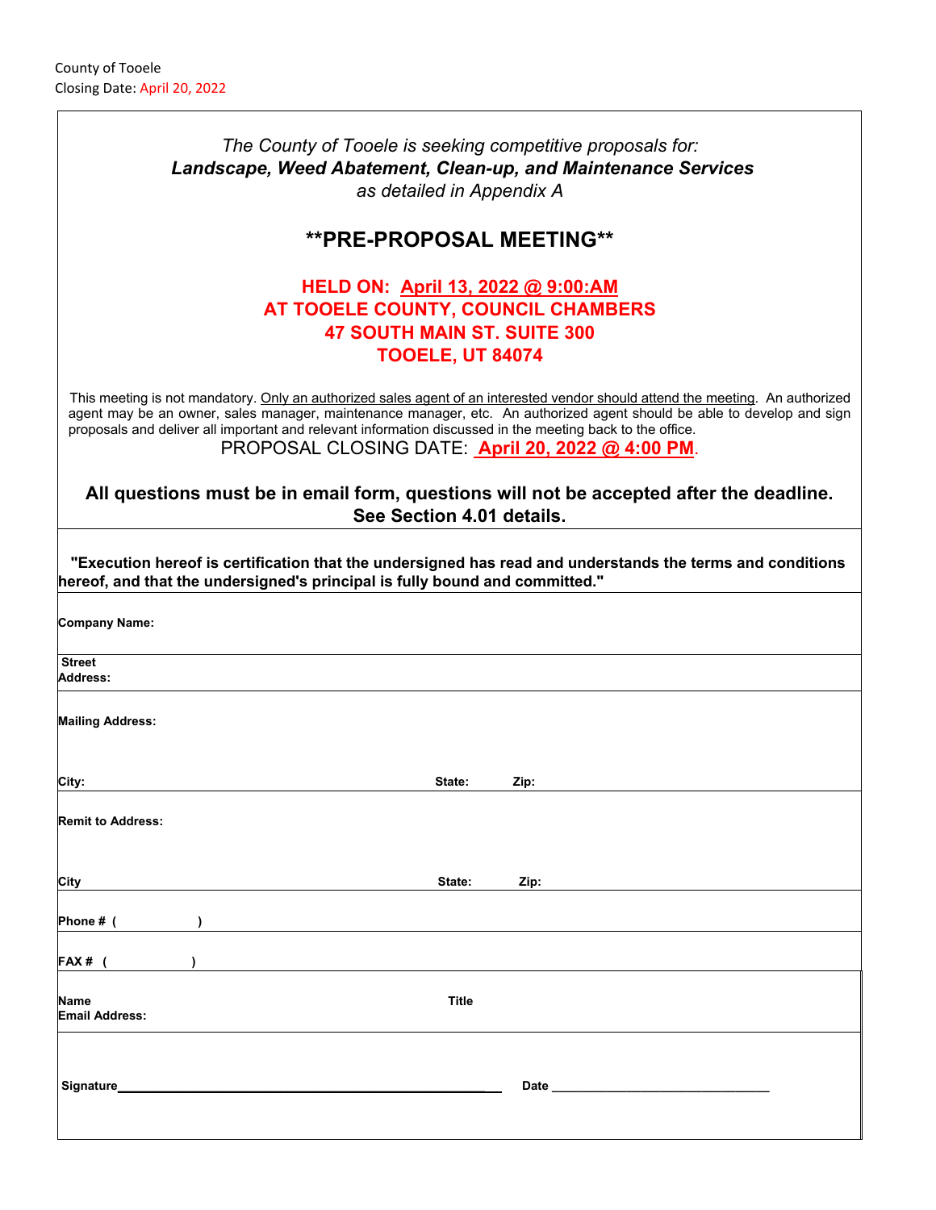County of Tooele
Closing Date: April 20, 2022

*The County of Tooele is seeking competitive proposals for:*
***Landscape, Weed Abatement, Clean-up, and Maintenance Services***
*as detailed in Appendix A*

## **PRE-PROPOSAL MEETING**

**HELD ON: April 13, 2022 @ 9:00:AM**
**AT TOOELE COUNTY, COUNCIL CHAMBERS**
**47 SOUTH MAIN ST. SUITE 300**
**TOOELE, UT 84074**

This meeting is not mandatory. Only an authorized sales agent of an interested vendor should attend the meeting. An authorized agent may be an owner, sales manager, maintenance manager, etc. An authorized agent should be able to develop and sign proposals and deliver all important and relevant information discussed in the meeting back to the office.

PROPOSAL CLOSING DATE: **April 20, 2022 @ 4:00 PM**.

**All questions must be in email form, questions will not be accepted after the deadline. See Section 4.01 details.**

**"Execution hereof is certification that the undersigned has read and understands the terms and conditions hereof, and that the undersigned's principal is fully bound and committed."**

**Company Name:**

**Street Address:**

**Mailing Address:**

**City:** **State:** **Zip:**

**Remit to Address:**

**City** **State:** **Zip:**

**Phone # (   )**

**FAX # (   )**

**Name** **Title**
**Email Address:**

**Signature**\_\_\_\_\_\_\_\_\_\_\_\_\_\_\_\_\_\_\_\_\_\_\_\_\_\_\_\_\_\_\_\_\_\_\_\_\_\_\_\_ **Date** \_\_\_\_\_\_\_\_\_\_\_\_\_\_\_\_\_\_\_\_\_\_\_\_\_\_\_\_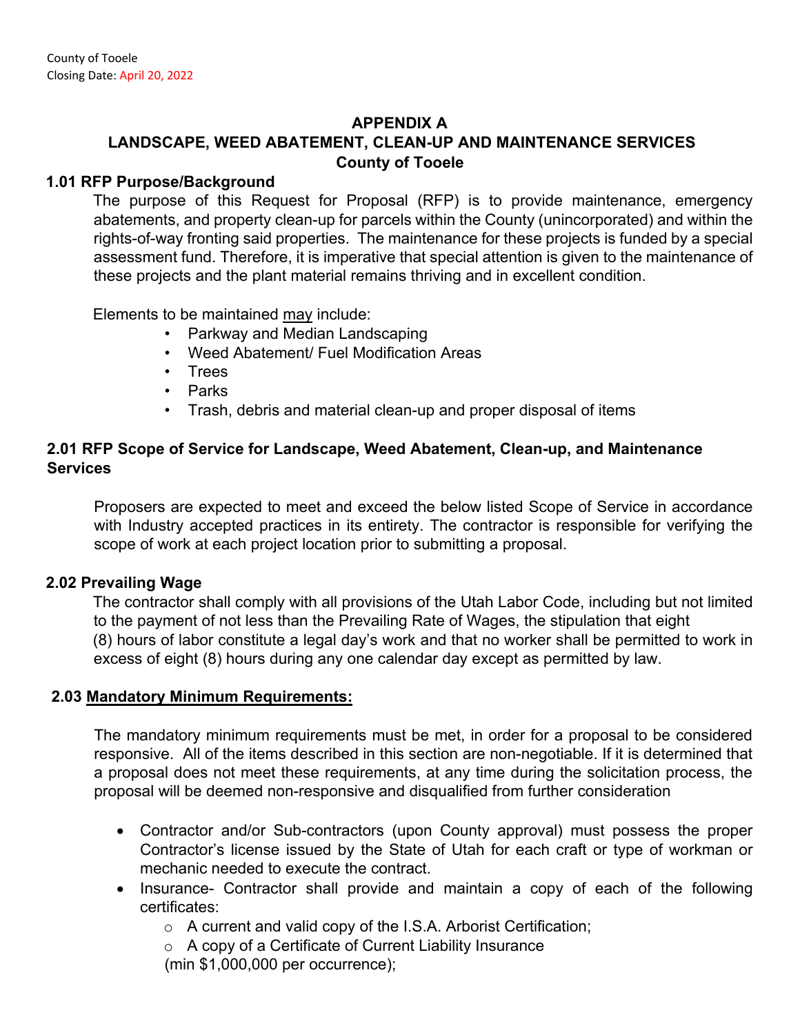County of Tooele
Closing Date: April 20, 2022

# APPENDIX A
# LANDSCAPE, WEED ABATEMENT, CLEAN-UP AND MAINTENANCE SERVICES
# County of Tooele

## 1.01 RFP Purpose/Background

The purpose of this Request for Proposal (RFP) is to provide maintenance, emergency abatements, and property clean-up for parcels within the County (unincorporated) and within the rights-of-way fronting said properties. The maintenance for these projects is funded by a special assessment fund. Therefore, it is imperative that special attention is given to the maintenance of these projects and the plant material remains thriving and in excellent condition.

Elements to be maintained <u>may</u> include:

- Parkway and Median Landscaping
- Weed Abatement/ Fuel Modification Areas
- Trees
- Parks
- Trash, debris and material clean-up and proper disposal of items

## 2.01 RFP Scope of Service for Landscape, Weed Abatement, Clean-up, and Maintenance Services

Proposers are expected to meet and exceed the below listed Scope of Service in accordance with Industry accepted practices in its entirety. The contractor is responsible for verifying the scope of work at each project location prior to submitting a proposal.

## 2.02 Prevailing Wage

The contractor shall comply with all provisions of the Utah Labor Code, including but not limited to the payment of not less than the Prevailing Rate of Wages, the stipulation that eight (8) hours of labor constitute a legal day's work and that no worker shall be permitted to work in excess of eight (8) hours during any one calendar day except as permitted by law.

## 2.03 <u>Mandatory Minimum Requirements:</u>

The mandatory minimum requirements must be met, in order for a proposal to be considered responsive. All of the items described in this section are non-negotiable. If it is determined that a proposal does not meet these requirements, at any time during the solicitation process, the proposal will be deemed non-responsive and disqualified from further consideration

- Contractor and/or Sub-contractors (upon County approval) must possess the proper Contractor's license issued by the State of Utah for each craft or type of workman or mechanic needed to execute the contract.
- Insurance- Contractor shall provide and maintain a copy of each of the following certificates:
  - A current and valid copy of the I.S.A. Arborist Certification;
  - A copy of a Certificate of Current Liability Insurance (min $1,000,000 per occurrence);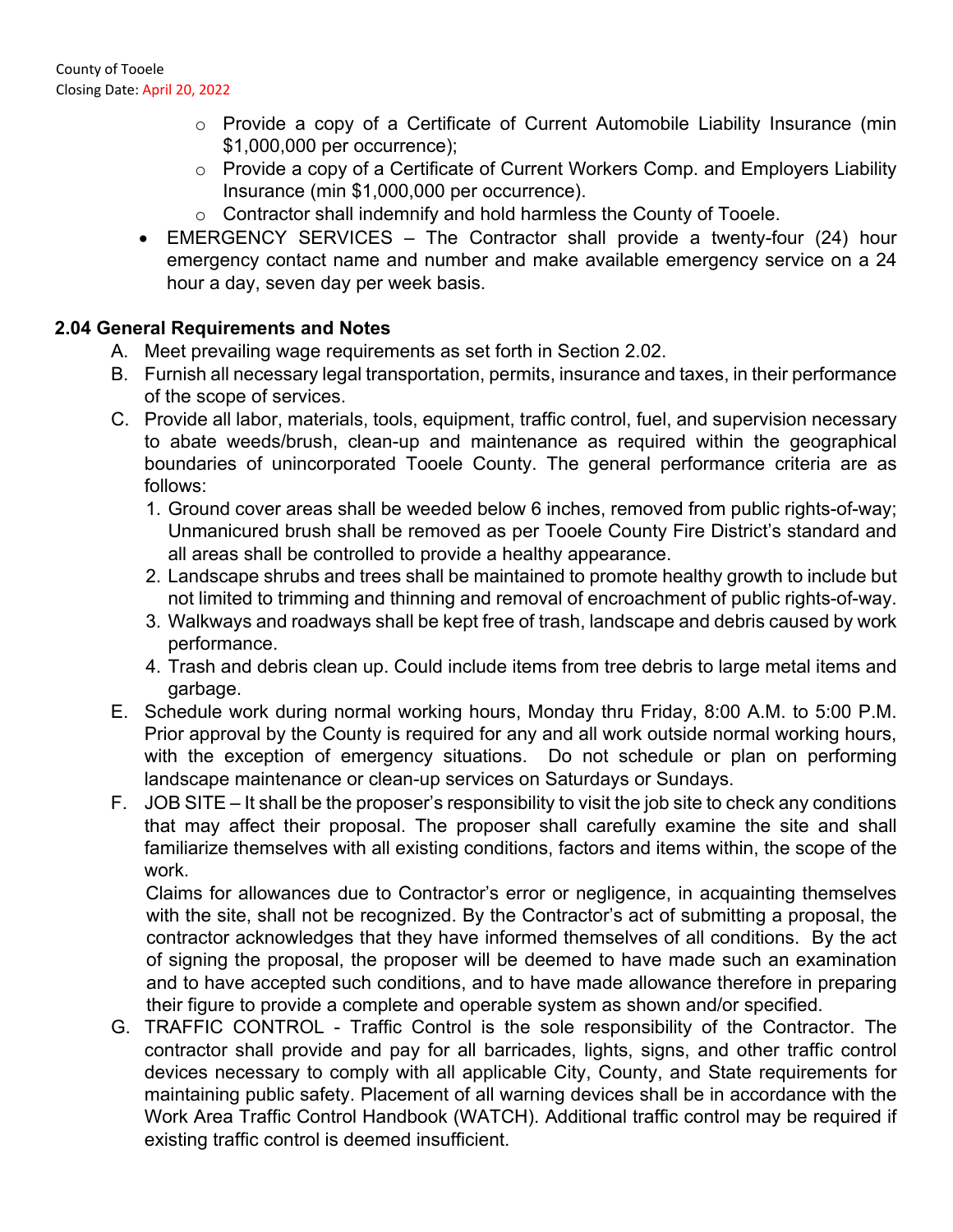- Provide a copy of a Certificate of Current Automobile Liability Insurance (min $1,000,000 per occurrence);
    - Provide a copy of a Certificate of Current Workers Comp. and Employers Liability Insurance (min $1,000,000 per occurrence).
    - Contractor shall indemnify and hold harmless the County of Tooele.
- EMERGENCY SERVICES – The Contractor shall provide a twenty-four (24) hour emergency contact name and number and make available emergency service on a 24 hour a day, seven day per week basis.

### 2.04 General Requirements and Notes

A. Meet prevailing wage requirements as set forth in Section 2.02.

B. Furnish all necessary legal transportation, permits, insurance and taxes, in their performance of the scope of services.

C. Provide all labor, materials, tools, equipment, traffic control, fuel, and supervision necessary to abate weeds/brush, clean-up and maintenance as required within the geographical boundaries of unincorporated Tooele County. The general performance criteria are as follows:

1. Ground cover areas shall be weeded below 6 inches, removed from public rights-of-way; Unmanicured brush shall be removed as per Tooele County Fire District's standard and all areas shall be controlled to provide a healthy appearance.
2. Landscape shrubs and trees shall be maintained to promote healthy growth to include but not limited to trimming and thinning and removal of encroachment of public rights-of-way.
3. Walkways and roadways shall be kept free of trash, landscape and debris caused by work performance.
4. Trash and debris clean up. Could include items from tree debris to large metal items and garbage.

E. Schedule work during normal working hours, Monday thru Friday, 8:00 A.M. to 5:00 P.M. Prior approval by the County is required for any and all work outside normal working hours, with the exception of emergency situations. Do not schedule or plan on performing landscape maintenance or clean-up services on Saturdays or Sundays.

F. JOB SITE – It shall be the proposer's responsibility to visit the job site to check any conditions that may affect their proposal. The proposer shall carefully examine the site and shall familiarize themselves with all existing conditions, factors and items within, the scope of the work.

Claims for allowances due to Contractor's error or negligence, in acquainting themselves with the site, shall not be recognized. By the Contractor's act of submitting a proposal, the contractor acknowledges that they have informed themselves of all conditions. By the act of signing the proposal, the proposer will be deemed to have made such an examination and to have accepted such conditions, and to have made allowance therefore in preparing their figure to provide a complete and operable system as shown and/or specified.

G. TRAFFIC CONTROL - Traffic Control is the sole responsibility of the Contractor. The contractor shall provide and pay for all barricades, lights, signs, and other traffic control devices necessary to comply with all applicable City, County, and State requirements for maintaining public safety. Placement of all warning devices shall be in accordance with the Work Area Traffic Control Handbook (WATCH). Additional traffic control may be required if existing traffic control is deemed insufficient.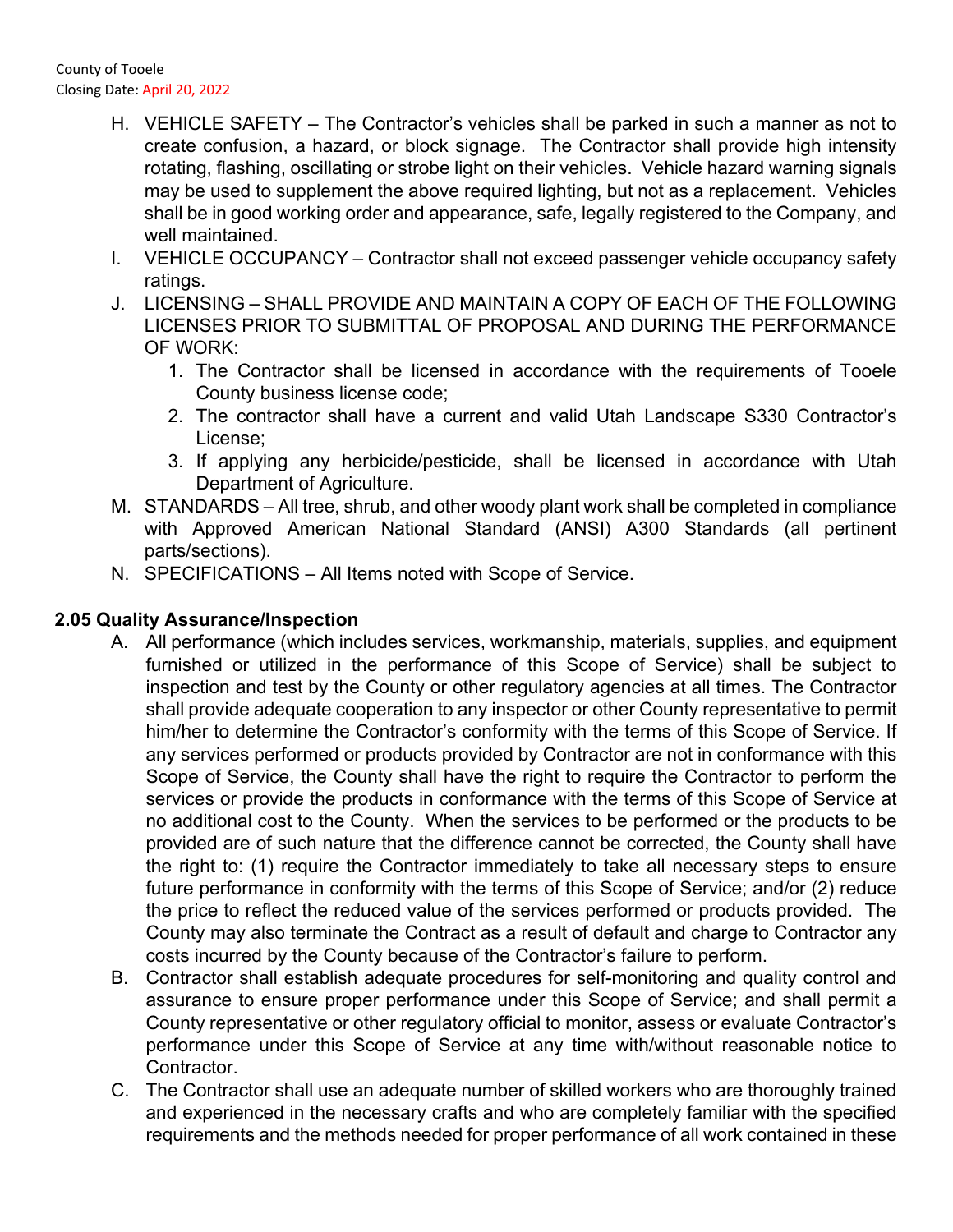H. VEHICLE SAFETY – The Contractor's vehicles shall be parked in such a manner as not to create confusion, a hazard, or block signage. The Contractor shall provide high intensity rotating, flashing, oscillating or strobe light on their vehicles. Vehicle hazard warning signals may be used to supplement the above required lighting, but not as a replacement. Vehicles shall be in good working order and appearance, safe, legally registered to the Company, and well maintained.

I. VEHICLE OCCUPANCY – Contractor shall not exceed passenger vehicle occupancy safety ratings.

J. LICENSING – SHALL PROVIDE AND MAINTAIN A COPY OF EACH OF THE FOLLOWING LICENSES PRIOR TO SUBMITTAL OF PROPOSAL AND DURING THE PERFORMANCE OF WORK:
   1. The Contractor shall be licensed in accordance with the requirements of Tooele County business license code;
   2. The contractor shall have a current and valid Utah Landscape S330 Contractor's License;
   3. If applying any herbicide/pesticide, shall be licensed in accordance with Utah Department of Agriculture.

M. STANDARDS – All tree, shrub, and other woody plant work shall be completed in compliance with Approved American National Standard (ANSI) A300 Standards (all pertinent parts/sections).

N. SPECIFICATIONS – All Items noted with Scope of Service.

### 2.05 Quality Assurance/Inspection

A. All performance (which includes services, workmanship, materials, supplies, and equipment furnished or utilized in the performance of this Scope of Service) shall be subject to inspection and test by the County or other regulatory agencies at all times. The Contractor shall provide adequate cooperation to any inspector or other County representative to permit him/her to determine the Contractor's conformity with the terms of this Scope of Service. If any services performed or products provided by Contractor are not in conformance with this Scope of Service, the County shall have the right to require the Contractor to perform the services or provide the products in conformance with the terms of this Scope of Service at no additional cost to the County. When the services to be performed or the products to be provided are of such nature that the difference cannot be corrected, the County shall have the right to: (1) require the Contractor immediately to take all necessary steps to ensure future performance in conformity with the terms of this Scope of Service; and/or (2) reduce the price to reflect the reduced value of the services performed or products provided. The County may also terminate the Contract as a result of default and charge to Contractor any costs incurred by the County because of the Contractor's failure to perform.

B. Contractor shall establish adequate procedures for self-monitoring and quality control and assurance to ensure proper performance under this Scope of Service; and shall permit a County representative or other regulatory official to monitor, assess or evaluate Contractor's performance under this Scope of Service at any time with/without reasonable notice to Contractor.

C. The Contractor shall use an adequate number of skilled workers who are thoroughly trained and experienced in the necessary crafts and who are completely familiar with the specified requirements and the methods needed for proper performance of all work contained in these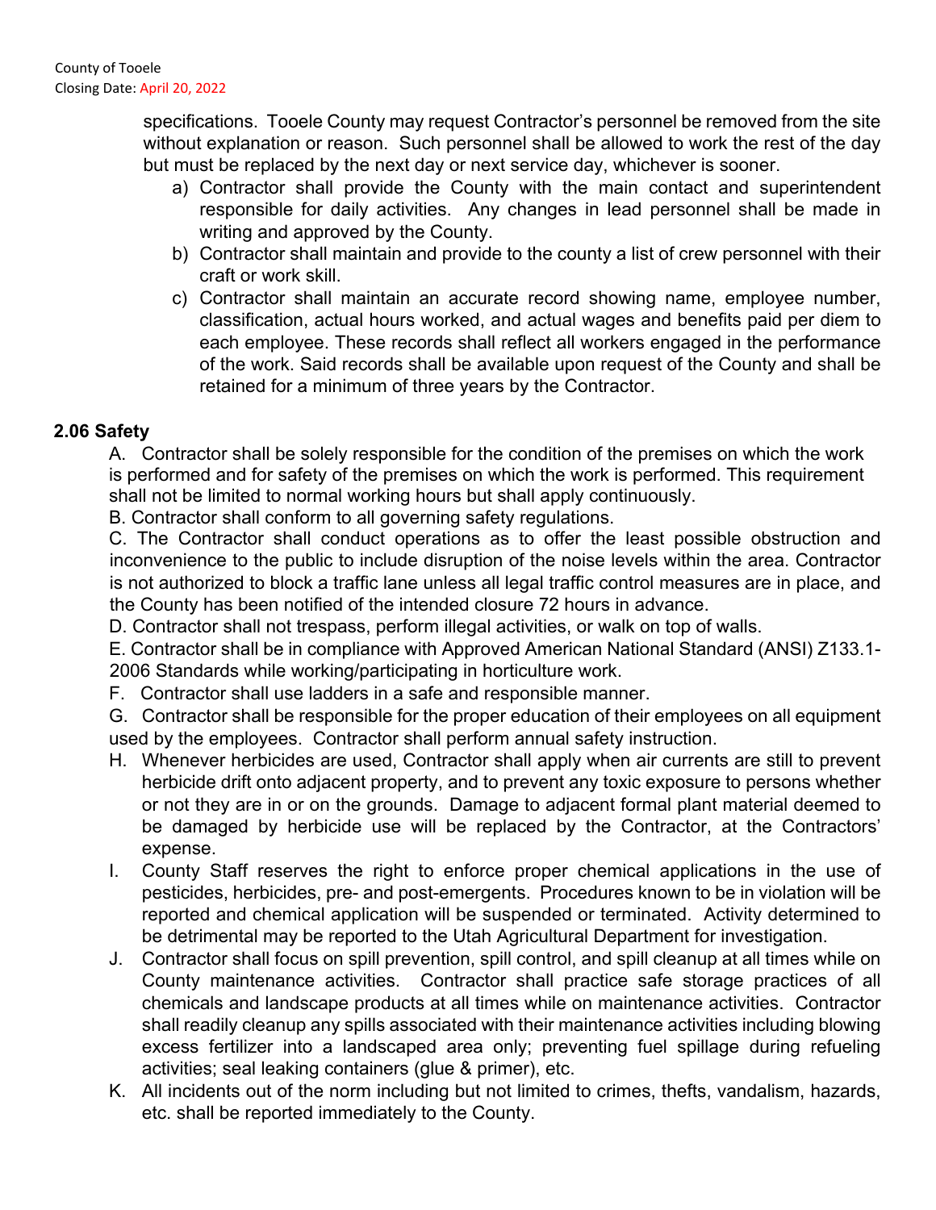specifications. Tooele County may request Contractor's personnel be removed from the site without explanation or reason. Such personnel shall be allowed to work the rest of the day but must be replaced by the next day or next service day, whichever is sooner.

a) Contractor shall provide the County with the main contact and superintendent responsible for daily activities. Any changes in lead personnel shall be made in writing and approved by the County.
b) Contractor shall maintain and provide to the county a list of crew personnel with their craft or work skill.
c) Contractor shall maintain an accurate record showing name, employee number, classification, actual hours worked, and actual wages and benefits paid per diem to each employee. These records shall reflect all workers engaged in the performance of the work. Said records shall be available upon request of the County and shall be retained for a minimum of three years by the Contractor.

### 2.06 Safety

A. Contractor shall be solely responsible for the condition of the premises on which the work is performed and for safety of the premises on which the work is performed. This requirement shall not be limited to normal working hours but shall apply continuously.

B. Contractor shall conform to all governing safety regulations.

C. The Contractor shall conduct operations as to offer the least possible obstruction and inconvenience to the public to include disruption of the noise levels within the area. Contractor is not authorized to block a traffic lane unless all legal traffic control measures are in place, and the County has been notified of the intended closure 72 hours in advance.

D. Contractor shall not trespass, perform illegal activities, or walk on top of walls.

E. Contractor shall be in compliance with Approved American National Standard (ANSI) Z133.1-2006 Standards while working/participating in horticulture work.

F. Contractor shall use ladders in a safe and responsible manner.

G. Contractor shall be responsible for the proper education of their employees on all equipment used by the employees. Contractor shall perform annual safety instruction.

H. Whenever herbicides are used, Contractor shall apply when air currents are still to prevent herbicide drift onto adjacent property, and to prevent any toxic exposure to persons whether or not they are in or on the grounds. Damage to adjacent formal plant material deemed to be damaged by herbicide use will be replaced by the Contractor, at the Contractors' expense.

I. County Staff reserves the right to enforce proper chemical applications in the use of pesticides, herbicides, pre- and post-emergents. Procedures known to be in violation will be reported and chemical application will be suspended or terminated. Activity determined to be detrimental may be reported to the Utah Agricultural Department for investigation.

J. Contractor shall focus on spill prevention, spill control, and spill cleanup at all times while on County maintenance activities. Contractor shall practice safe storage practices of all chemicals and landscape products at all times while on maintenance activities. Contractor shall readily cleanup any spills associated with their maintenance activities including blowing excess fertilizer into a landscaped area only; preventing fuel spillage during refueling activities; seal leaking containers (glue & primer), etc.

K. All incidents out of the norm including but not limited to crimes, thefts, vandalism, hazards, etc. shall be reported immediately to the County.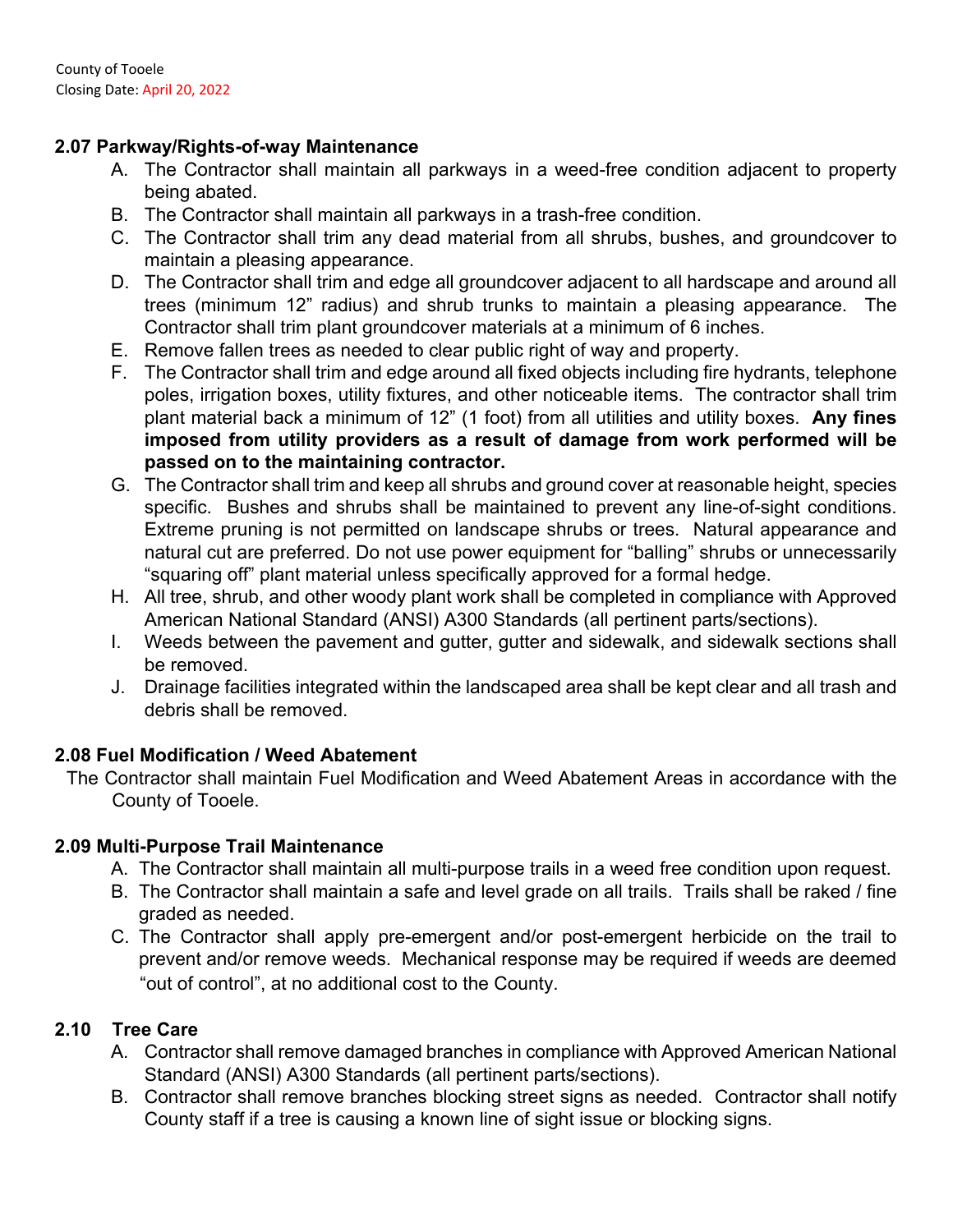### 2.07 Parkway/Rights-of-way Maintenance

A. The Contractor shall maintain all parkways in a weed-free condition adjacent to property being abated.

B. The Contractor shall maintain all parkways in a trash-free condition.

C. The Contractor shall trim any dead material from all shrubs, bushes, and groundcover to maintain a pleasing appearance.

D. The Contractor shall trim and edge all groundcover adjacent to all hardscape and around all trees (minimum 12" radius) and shrub trunks to maintain a pleasing appearance. The Contractor shall trim plant groundcover materials at a minimum of 6 inches.

E. Remove fallen trees as needed to clear public right of way and property.

F. The Contractor shall trim and edge around all fixed objects including fire hydrants, telephone poles, irrigation boxes, utility fixtures, and other noticeable items. The contractor shall trim plant material back a minimum of 12" (1 foot) from all utilities and utility boxes. **Any fines imposed from utility providers as a result of damage from work performed will be passed on to the maintaining contractor.**

G. The Contractor shall trim and keep all shrubs and ground cover at reasonable height, species specific. Bushes and shrubs shall be maintained to prevent any line-of-sight conditions. Extreme pruning is not permitted on landscape shrubs or trees. Natural appearance and natural cut are preferred. Do not use power equipment for "balling" shrubs or unnecessarily "squaring off" plant material unless specifically approved for a formal hedge.

H. All tree, shrub, and other woody plant work shall be completed in compliance with Approved American National Standard (ANSI) A300 Standards (all pertinent parts/sections).

I. Weeds between the pavement and gutter, gutter and sidewalk, and sidewalk sections shall be removed.

J. Drainage facilities integrated within the landscaped area shall be kept clear and all trash and debris shall be removed.

### 2.08 Fuel Modification / Weed Abatement

The Contractor shall maintain Fuel Modification and Weed Abatement Areas in accordance with the County of Tooele.

### 2.09 Multi-Purpose Trail Maintenance

A. The Contractor shall maintain all multi-purpose trails in a weed free condition upon request.

B. The Contractor shall maintain a safe and level grade on all trails. Trails shall be raked / fine graded as needed.

C. The Contractor shall apply pre-emergent and/or post-emergent herbicide on the trail to prevent and/or remove weeds. Mechanical response may be required if weeds are deemed "out of control", at no additional cost to the County.

### 2.10 Tree Care

A. Contractor shall remove damaged branches in compliance with Approved American National Standard (ANSI) A300 Standards (all pertinent parts/sections).

B. Contractor shall remove branches blocking street signs as needed. Contractor shall notify County staff if a tree is causing a known line of sight issue or blocking signs.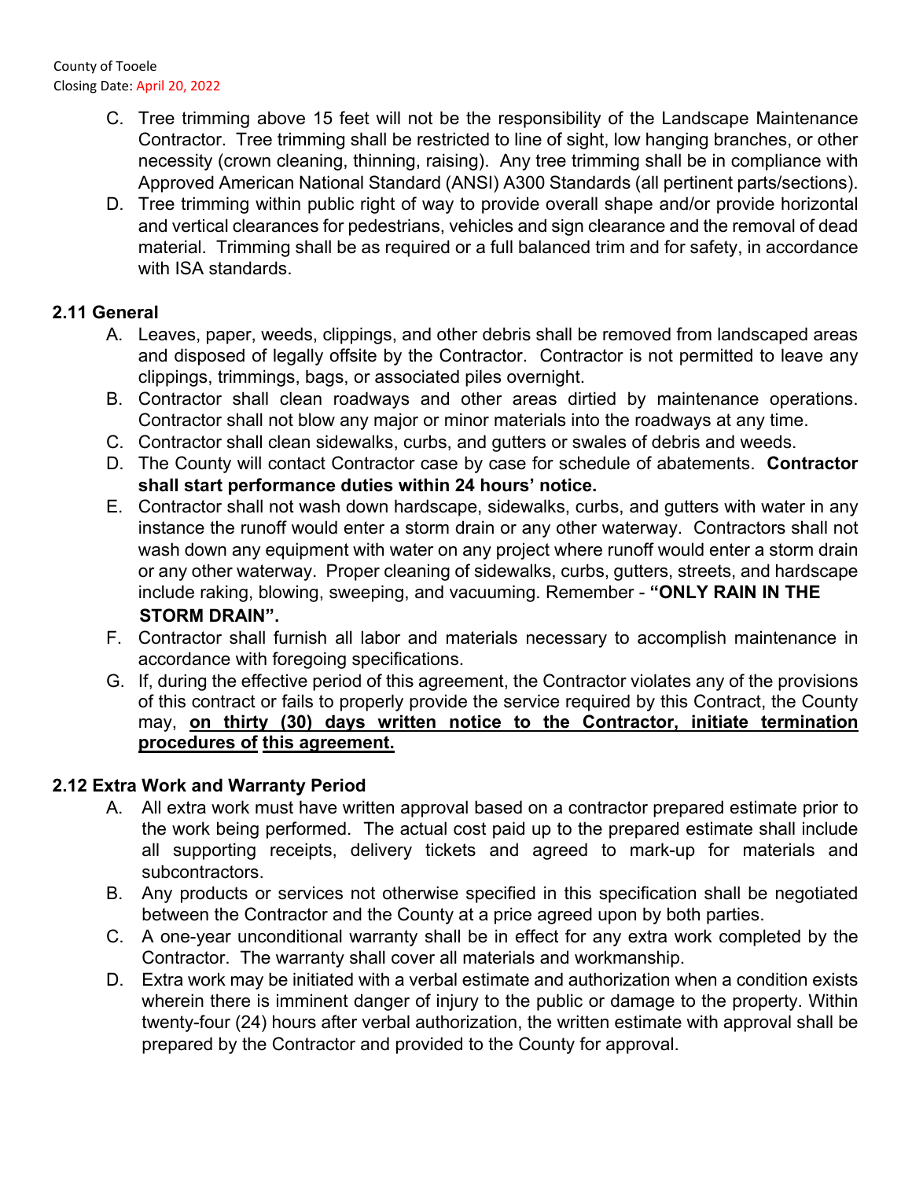C. Tree trimming above 15 feet will not be the responsibility of the Landscape Maintenance Contractor. Tree trimming shall be restricted to line of sight, low hanging branches, or other necessity (crown cleaning, thinning, raising). Any tree trimming shall be in compliance with Approved American National Standard (ANSI) A300 Standards (all pertinent parts/sections).

D. Tree trimming within public right of way to provide overall shape and/or provide horizontal and vertical clearances for pedestrians, vehicles and sign clearance and the removal of dead material. Trimming shall be as required or a full balanced trim and for safety, in accordance with ISA standards.

## 2.11 General

A. Leaves, paper, weeds, clippings, and other debris shall be removed from landscaped areas and disposed of legally offsite by the Contractor. Contractor is not permitted to leave any clippings, trimmings, bags, or associated piles overnight.

B. Contractor shall clean roadways and other areas dirtied by maintenance operations. Contractor shall not blow any major or minor materials into the roadways at any time.

C. Contractor shall clean sidewalks, curbs, and gutters or swales of debris and weeds.

D. The County will contact Contractor case by case for schedule of abatements. **Contractor shall start performance duties within 24 hours' notice.**

E. Contractor shall not wash down hardscape, sidewalks, curbs, and gutters with water in any instance the runoff would enter a storm drain or any other waterway. Contractors shall not wash down any equipment with water on any project where runoff would enter a storm drain or any other waterway. Proper cleaning of sidewalks, curbs, gutters, streets, and hardscape include raking, blowing, sweeping, and vacuuming. Remember - **"ONLY RAIN IN THE STORM DRAIN".**

F. Contractor shall furnish all labor and materials necessary to accomplish maintenance in accordance with foregoing specifications.

G. If, during the effective period of this agreement, the Contractor violates any of the provisions of this contract or fails to properly provide the service required by this Contract, the County may, **on thirty (30) days written notice to the Contractor, initiate termination procedures of this agreement.**

## 2.12 Extra Work and Warranty Period

A. All extra work must have written approval based on a contractor prepared estimate prior to the work being performed. The actual cost paid up to the prepared estimate shall include all supporting receipts, delivery tickets and agreed to mark-up for materials and subcontractors.

B. Any products or services not otherwise specified in this specification shall be negotiated between the Contractor and the County at a price agreed upon by both parties.

C. A one-year unconditional warranty shall be in effect for any extra work completed by the Contractor. The warranty shall cover all materials and workmanship.

D. Extra work may be initiated with a verbal estimate and authorization when a condition exists wherein there is imminent danger of injury to the public or damage to the property. Within twenty-four (24) hours after verbal authorization, the written estimate with approval shall be prepared by the Contractor and provided to the County for approval.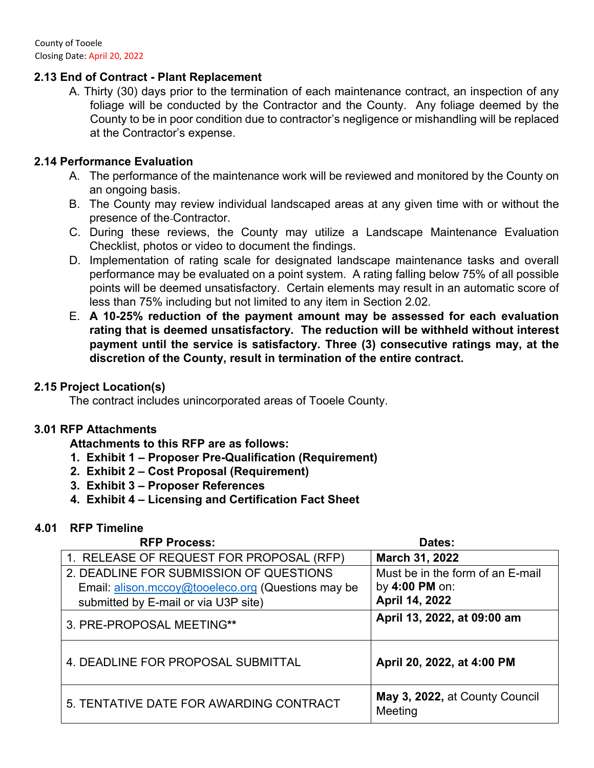County of Tooele
Closing Date: April 20, 2022

### 2.13 End of Contract - Plant Replacement

A. Thirty (30) days prior to the termination of each maintenance contract, an inspection of any foliage will be conducted by the Contractor and the County. Any foliage deemed by the County to be in poor condition due to contractor's negligence or mishandling will be replaced at the Contractor's expense.

### 2.14 Performance Evaluation

A. The performance of the maintenance work will be reviewed and monitored by the County on an ongoing basis.

B. The County may review individual landscaped areas at any given time with or without the presence of the Contractor.

C. During these reviews, the County may utilize a Landscape Maintenance Evaluation Checklist, photos or video to document the findings.

D. Implementation of rating scale for designated landscape maintenance tasks and overall performance may be evaluated on a point system. A rating falling below 75% of all possible points will be deemed unsatisfactory. Certain elements may result in an automatic score of less than 75% including but not limited to any item in Section 2.02.

E. **A 10-25% reduction of the payment amount may be assessed for each evaluation rating that is deemed unsatisfactory. The reduction will be withheld without interest payment until the service is satisfactory. Three (3) consecutive ratings may, at the discretion of the County, result in termination of the entire contract.**

### 2.15 Project Location(s)

The contract includes unincorporated areas of Tooele County.

### 3.01 RFP Attachments

**Attachments to this RFP are as follows:**

1. **Exhibit 1 – Proposer Pre-Qualification (Requirement)**
2. **Exhibit 2 – Cost Proposal (Requirement)**
3. **Exhibit 3 – Proposer References**
4. **Exhibit 4 – Licensing and Certification Fact Sheet**

### 4.01 RFP Timeline

| RFP Process: | Dates: |
|---|---|
| 1. RELEASE OF REQUEST FOR PROPOSAL (RFP) | **March 31, 2022** |
| 2. DEADLINE FOR SUBMISSION OF QUESTIONS Email: alison.mccoy@tooeleco.org (Questions may be submitted by E-mail or via U3P site) | Must be in the form of an E-mail by **4:00 PM** on: **April 14, 2022** |
| 3. PRE-PROPOSAL MEETING** | **April 13, 2022, at 09:00 am** |
| 4. DEADLINE FOR PROPOSAL SUBMITTAL | **April 20, 2022, at 4:00 PM** |
| 5. TENTATIVE DATE FOR AWARDING CONTRACT | **May 3, 2022,** at County Council Meeting |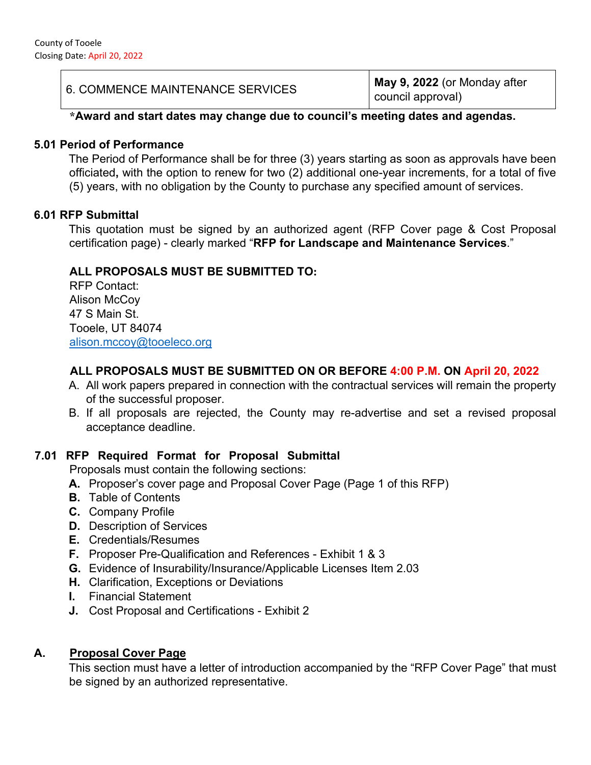| 6. COMMENCE MAINTENANCE SERVICES | **May 9, 2022** (or Monday after council approval) |
|---|---|

**\*Award and start dates may change due to council's meeting dates and agendas.**

### 5.01 Period of Performance

The Period of Performance shall be for three (3) years starting as soon as approvals have been officiated**,** with the option to renew for two (2) additional one-year increments, for a total of five (5) years, with no obligation by the County to purchase any specified amount of services.

### 6.01 RFP Submittal

This quotation must be signed by an authorized agent (RFP Cover page & Cost Proposal certification page) - clearly marked "**RFP for Landscape and Maintenance Services**."

**ALL PROPOSALS MUST BE SUBMITTED TO:**
RFP Contact:
Alison McCoy
47 S Main St.
Tooele, UT 84074
alison.mccoy@tooeleco.org

**ALL PROPOSALS MUST BE SUBMITTED ON OR BEFORE 4:00 P.M. ON April 20, 2022**

A. All work papers prepared in connection with the contractual services will remain the property of the successful proposer.
B. If all proposals are rejected, the County may re-advertise and set a revised proposal acceptance deadline.

### 7.01 RFP Required Format for Proposal Submittal

Proposals must contain the following sections:

**A.** Proposer's cover page and Proposal Cover Page (Page 1 of this RFP)
**B.** Table of Contents
**C.** Company Profile
**D.** Description of Services
**E.** Credentials/Resumes
**F.** Proposer Pre-Qualification and References - Exhibit 1 & 3
**G.** Evidence of Insurability/Insurance/Applicable Licenses Item 2.03
**H.** Clarification, Exceptions or Deviations
**I.** Financial Statement
**J.** Cost Proposal and Certifications - Exhibit 2

### A. Proposal Cover Page

This section must have a letter of introduction accompanied by the "RFP Cover Page" that must be signed by an authorized representative.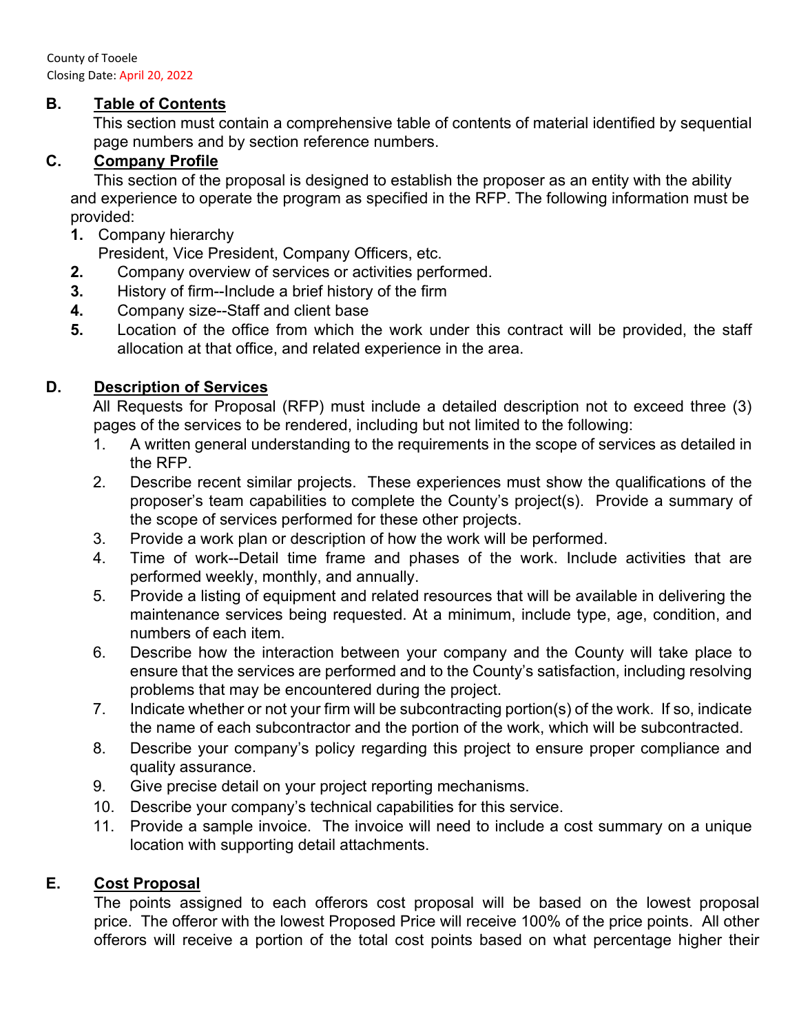### B. Table of Contents

This section must contain a comprehensive table of contents of material identified by sequential page numbers and by section reference numbers.

### C. Company Profile

This section of the proposal is designed to establish the proposer as an entity with the ability and experience to operate the program as specified in the RFP. The following information must be provided:

1. Company hierarchy
   President, Vice President, Company Officers, etc.
2. Company overview of services or activities performed.
3. History of firm--Include a brief history of the firm
4. Company size--Staff and client base
5. Location of the office from which the work under this contract will be provided, the staff allocation at that office, and related experience in the area.

### D. Description of Services

All Requests for Proposal (RFP) must include a detailed description not to exceed three (3) pages of the services to be rendered, including but not limited to the following:

1. A written general understanding to the requirements in the scope of services as detailed in the RFP.
2. Describe recent similar projects. These experiences must show the qualifications of the proposer's team capabilities to complete the County's project(s). Provide a summary of the scope of services performed for these other projects.
3. Provide a work plan or description of how the work will be performed.
4. Time of work--Detail time frame and phases of the work. Include activities that are performed weekly, monthly, and annually.
5. Provide a listing of equipment and related resources that will be available in delivering the maintenance services being requested. At a minimum, include type, age, condition, and numbers of each item.
6. Describe how the interaction between your company and the County will take place to ensure that the services are performed and to the County's satisfaction, including resolving problems that may be encountered during the project.
7. Indicate whether or not your firm will be subcontracting portion(s) of the work. If so, indicate the name of each subcontractor and the portion of the work, which will be subcontracted.
8. Describe your company's policy regarding this project to ensure proper compliance and quality assurance.
9. Give precise detail on your project reporting mechanisms.
10. Describe your company's technical capabilities for this service.
11. Provide a sample invoice. The invoice will need to include a cost summary on a unique location with supporting detail attachments.

### E. Cost Proposal

The points assigned to each offerors cost proposal will be based on the lowest proposal price. The offeror with the lowest Proposed Price will receive 100% of the price points. All other offerors will receive a portion of the total cost points based on what percentage higher their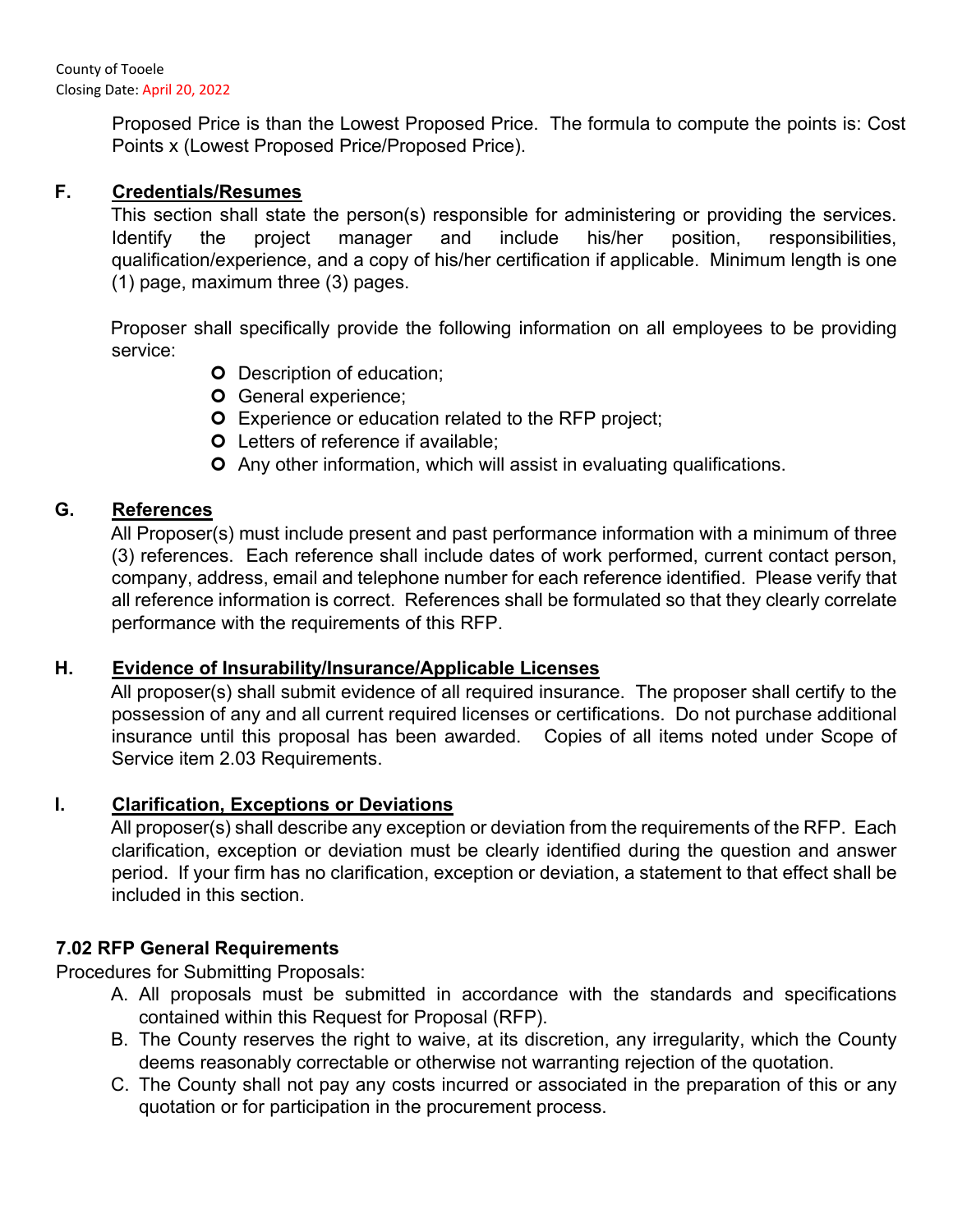Proposed Price is than the Lowest Proposed Price. The formula to compute the points is: Cost Points x (Lowest Proposed Price/Proposed Price).

**F. Credentials/Resumes**

This section shall state the person(s) responsible for administering or providing the services. Identify the project manager and include his/her position, responsibilities, qualification/experience, and a copy of his/her certification if applicable. Minimum length is one (1) page, maximum three (3) pages.

Proposer shall specifically provide the following information on all employees to be providing service:

- Description of education;
- General experience;
- Experience or education related to the RFP project;
- Letters of reference if available;
- Any other information, which will assist in evaluating qualifications.

**G. References**

All Proposer(s) must include present and past performance information with a minimum of three (3) references. Each reference shall include dates of work performed, current contact person, company, address, email and telephone number for each reference identified. Please verify that all reference information is correct. References shall be formulated so that they clearly correlate performance with the requirements of this RFP.

**H. Evidence of Insurability/Insurance/Applicable Licenses**

All proposer(s) shall submit evidence of all required insurance. The proposer shall certify to the possession of any and all current required licenses or certifications. Do not purchase additional insurance until this proposal has been awarded. Copies of all items noted under Scope of Service item 2.03 Requirements.

**I. Clarification, Exceptions or Deviations**

All proposer(s) shall describe any exception or deviation from the requirements of the RFP. Each clarification, exception or deviation must be clearly identified during the question and answer period. If your firm has no clarification, exception or deviation, a statement to that effect shall be included in this section.

## 7.02 RFP General Requirements

Procedures for Submitting Proposals:

A. All proposals must be submitted in accordance with the standards and specifications contained within this Request for Proposal (RFP).

B. The County reserves the right to waive, at its discretion, any irregularity, which the County deems reasonably correctable or otherwise not warranting rejection of the quotation.

C. The County shall not pay any costs incurred or associated in the preparation of this or any quotation or for participation in the procurement process.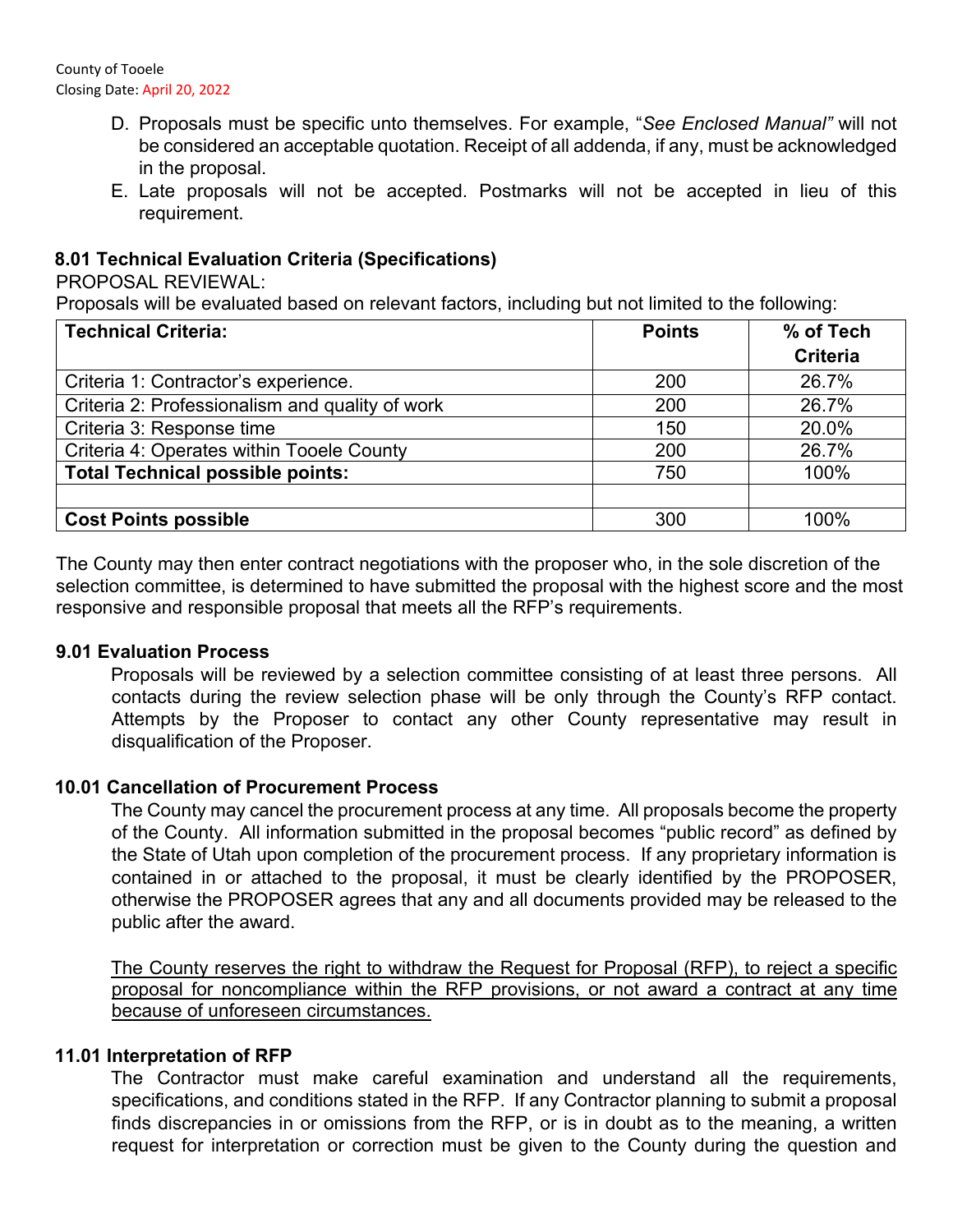D. Proposals must be specific unto themselves. For example, "*See Enclosed Manual"* will not be considered an acceptable quotation. Receipt of all addenda, if any, must be acknowledged in the proposal.

E. Late proposals will not be accepted. Postmarks will not be accepted in lieu of this requirement.

### 8.01 Technical Evaluation Criteria (Specifications)

PROPOSAL REVIEWAL:

Proposals will be evaluated based on relevant factors, including but not limited to the following:

| **Technical Criteria:** | **Points** | **% of Tech Criteria** |
|---|---|---|
| Criteria 1: Contractor's experience. | 200 | 26.7% |
| Criteria 2: Professionalism and quality of work | 200 | 26.7% |
| Criteria 3: Response time | 150 | 20.0% |
| Criteria 4: Operates within Tooele County | 200 | 26.7% |
| **Total Technical possible points:** | 750 | 100% |
| | | |
| **Cost Points possible** | 300 | 100% |

The County may then enter contract negotiations with the proposer who, in the sole discretion of the selection committee, is determined to have submitted the proposal with the highest score and the most responsive and responsible proposal that meets all the RFP's requirements.

### 9.01 Evaluation Process

Proposals will be reviewed by a selection committee consisting of at least three persons. All contacts during the review selection phase will be only through the County's RFP contact. Attempts by the Proposer to contact any other County representative may result in disqualification of the Proposer.

### 10.01 Cancellation of Procurement Process

The County may cancel the procurement process at any time. All proposals become the property of the County. All information submitted in the proposal becomes "public record" as defined by the State of Utah upon completion of the procurement process. If any proprietary information is contained in or attached to the proposal, it must be clearly identified by the PROPOSER, otherwise the PROPOSER agrees that any and all documents provided may be released to the public after the award.

<u>The County reserves the right to withdraw the Request for Proposal (RFP), to reject a specific proposal for noncompliance within the RFP provisions, or not award a contract at any time because of unforeseen circumstances.</u>

### 11.01 Interpretation of RFP

The Contractor must make careful examination and understand all the requirements, specifications, and conditions stated in the RFP. If any Contractor planning to submit a proposal finds discrepancies in or omissions from the RFP, or is in doubt as to the meaning, a written request for interpretation or correction must be given to the County during the question and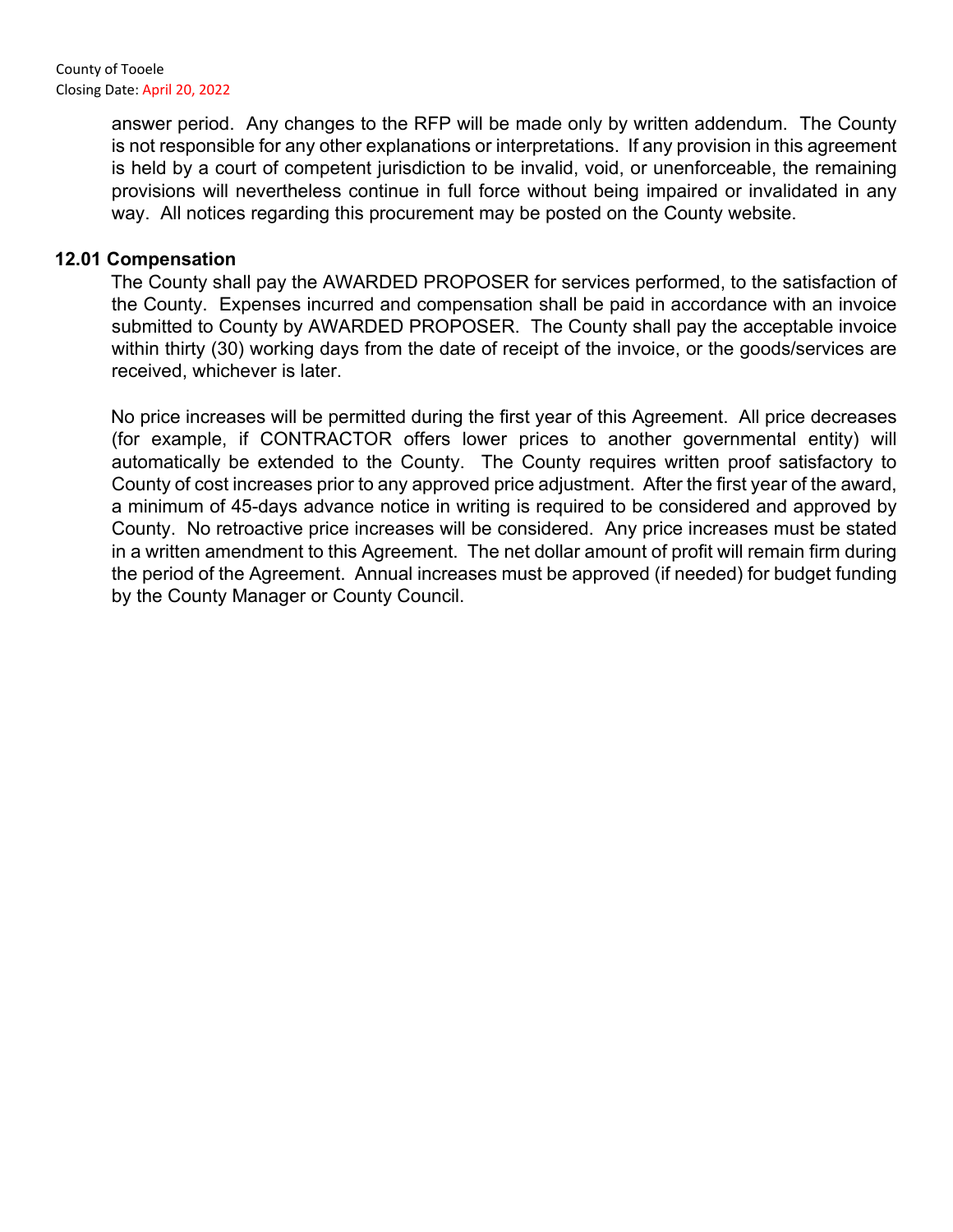answer period. Any changes to the RFP will be made only by written addendum. The County is not responsible for any other explanations or interpretations. If any provision in this agreement is held by a court of competent jurisdiction to be invalid, void, or unenforceable, the remaining provisions will nevertheless continue in full force without being impaired or invalidated in any way. All notices regarding this procurement may be posted on the County website.

**12.01 Compensation**

The County shall pay the AWARDED PROPOSER for services performed, to the satisfaction of the County. Expenses incurred and compensation shall be paid in accordance with an invoice submitted to County by AWARDED PROPOSER. The County shall pay the acceptable invoice within thirty (30) working days from the date of receipt of the invoice, or the goods/services are received, whichever is later.

No price increases will be permitted during the first year of this Agreement. All price decreases (for example, if CONTRACTOR offers lower prices to another governmental entity) will automatically be extended to the County. The County requires written proof satisfactory to County of cost increases prior to any approved price adjustment. After the first year of the award, a minimum of 45-days advance notice in writing is required to be considered and approved by County. No retroactive price increases will be considered. Any price increases must be stated in a written amendment to this Agreement. The net dollar amount of profit will remain firm during the period of the Agreement. Annual increases must be approved (if needed) for budget funding by the County Manager or County Council.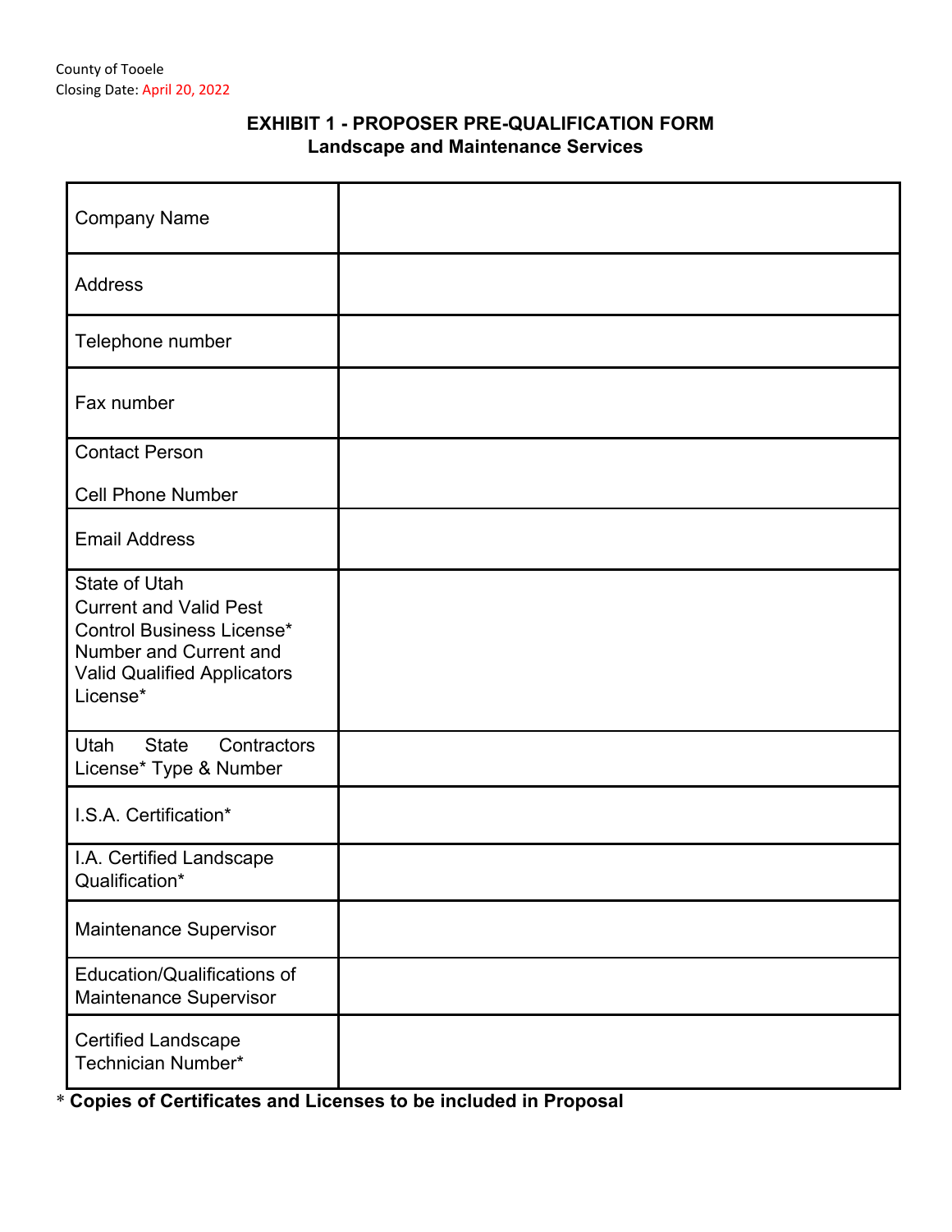County of Tooele
Closing Date: April 20, 2022

## EXHIBIT 1 - PROPOSER PRE-QUALIFICATION FORM
### Landscape and Maintenance Services

| | |
|---|---|
| Company Name | |
| Address | |
| Telephone number | |
| Fax number | |
| Contact Person<br><br>Cell Phone Number | |
| Email Address | |
| State of Utah Current and Valid Pest Control Business License* Number and Current and Valid Qualified Applicators License* | |
| Utah State Contractors License* Type & Number | |
| I.S.A. Certification* | |
| I.A. Certified Landscape Qualification* | |
| Maintenance Supervisor | |
| Education/Qualifications of Maintenance Supervisor | |
| Certified Landscape Technician Number* | |

* **Copies of Certificates and Licenses to be included in Proposal**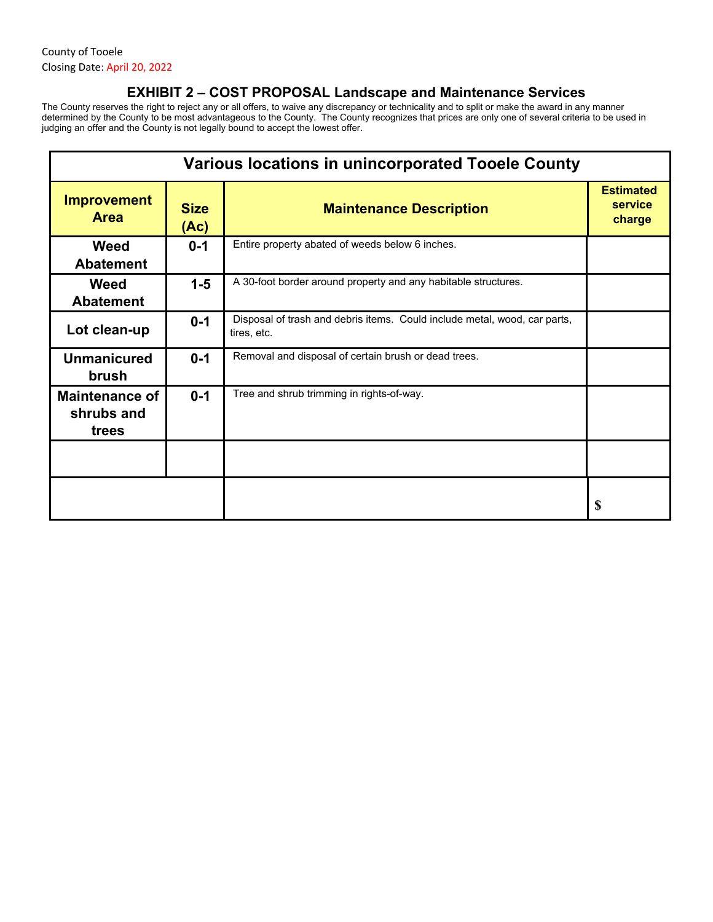County of Tooele
Closing Date: April 20, 2022

## EXHIBIT 2 – COST PROPOSAL Landscape and Maintenance Services

The County reserves the right to reject any or all offers, to waive any discrepancy or technicality and to split or make the award in any manner determined by the County to be most advantageous to the County. The County recognizes that prices are only one of several criteria to be used in judging an offer and the County is not legally bound to accept the lowest offer.

| Various locations in unincorporated Tooele County | | | |
|---|---|---|---|
| **Improvement Area** | **Size (Ac)** | **Maintenance Description** | **Estimated service charge** |
| **Weed Abatement** | **0-1** | Entire property abated of weeds below 6 inches. | |
| **Weed Abatement** | **1-5** | A 30-foot border around property and any habitable structures. | |
| **Lot clean-up** | **0-1** | Disposal of trash and debris items. Could include metal, wood, car parts, tires, etc. | |
| **Unmanicured brush** | **0-1** | Removal and disposal of certain brush or dead trees. | |
| **Maintenance of shrubs and trees** | **0-1** | Tree and shrub trimming in rights-of-way. | |
| | | | |
| | | | $ |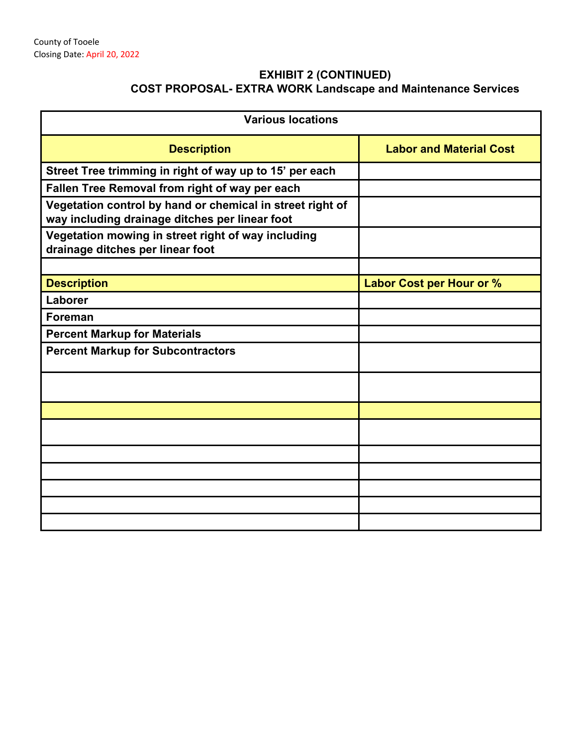County of Tooele
Closing Date: April 20, 2022

## EXHIBIT 2 (CONTINUED)
## COST PROPOSAL- EXTRA WORK Landscape and Maintenance Services

| Various locations | |
|---|---|
| **Description** | **Labor and Material Cost** |
| **Street Tree trimming in right of way up to 15' per each** | |
| **Fallen Tree Removal from right of way per each** | |
| **Vegetation control by hand or chemical in street right of way including drainage ditches per linear foot** | |
| **Vegetation mowing in street right of way including drainage ditches per linear foot** | |
| | |
| **Description** | **Labor Cost per Hour or %** |
| **Laborer** | |
| **Foreman** | |
| **Percent Markup for Materials** | |
| **Percent Markup for Subcontractors** | |
| | |
| | |
| | |
| | |
| | |
| | |
| | |
| | |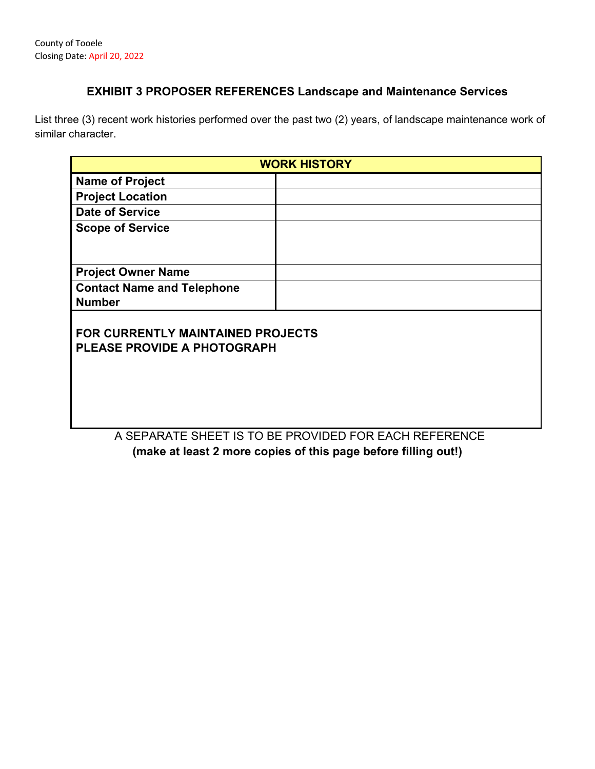County of Tooele
Closing Date: April 20, 2022

### EXHIBIT 3 PROPOSER REFERENCES Landscape and Maintenance Services

List three (3) recent work histories performed over the past two (2) years, of landscape maintenance work of similar character.

| WORK HISTORY | |
|---|---|
| **Name of Project** | |
| **Project Location** | |
| **Date of Service** | |
| **Scope of Service** | |
| **Project Owner Name** | |
| **Contact Name and Telephone Number** | |
| **FOR CURRENTLY MAINTAINED PROJECTS PLEASE PROVIDE A PHOTOGRAPH** | |

A SEPARATE SHEET IS TO BE PROVIDED FOR EACH REFERENCE
**(make at least 2 more copies of this page before filling out!)**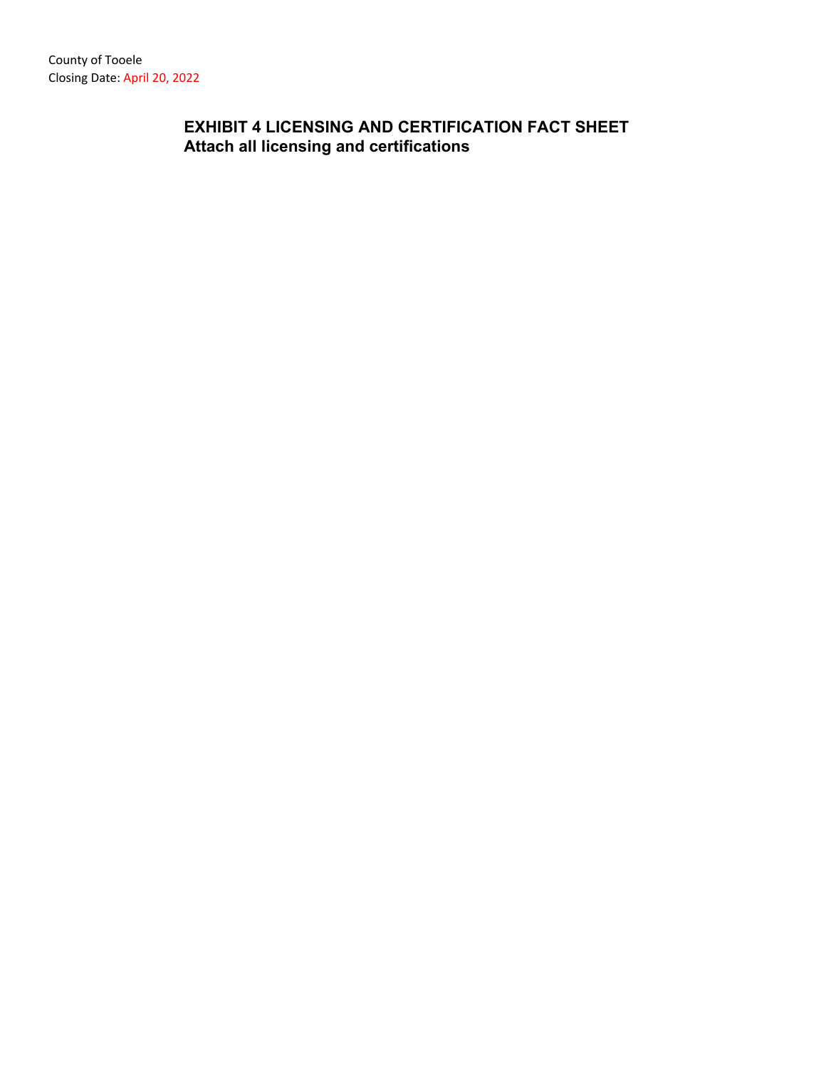County of Tooele
Closing Date: April 20, 2022

## EXHIBIT 4 LICENSING AND CERTIFICATION FACT SHEET
**Attach all licensing and certifications**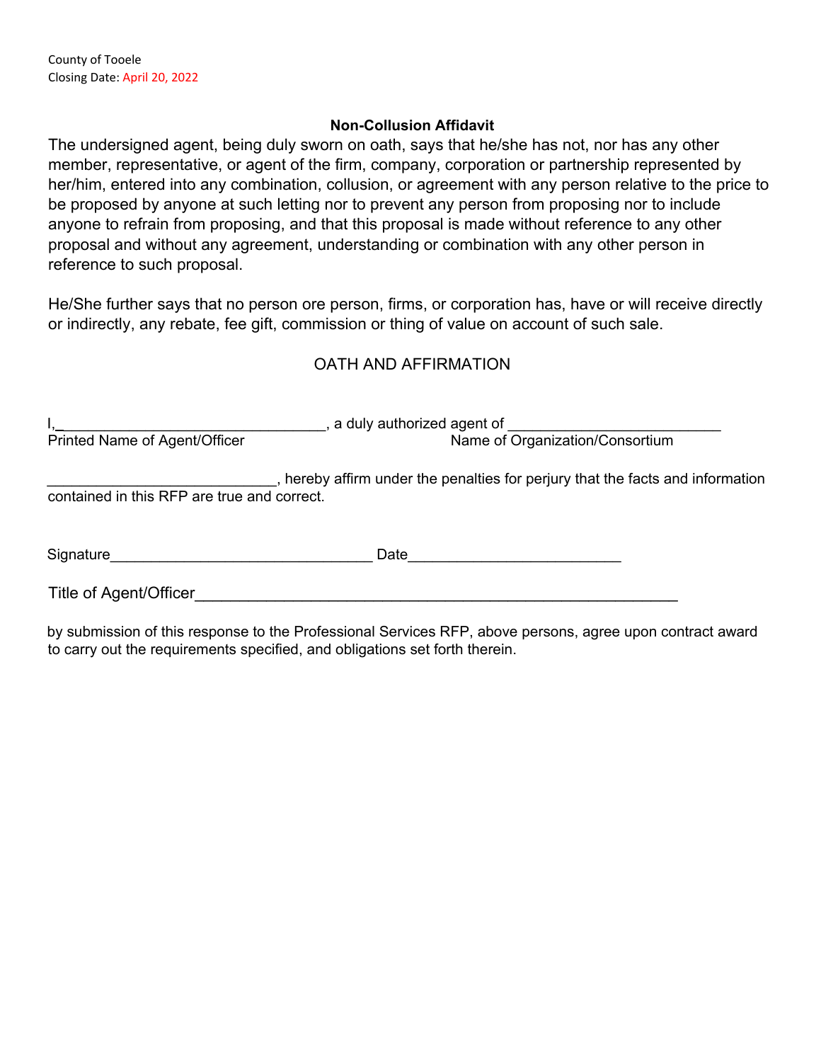County of Tooele
Closing Date: April 20, 2022

**Non-Collusion Affidavit**

The undersigned agent, being duly sworn on oath, says that he/she has not, nor has any other member, representative, or agent of the firm, company, corporation or partnership represented by her/him, entered into any combination, collusion, or agreement with any person relative to the price to be proposed by anyone at such letting nor to prevent any person from proposing nor to include anyone to refrain from proposing, and that this proposal is made without reference to any other proposal and without any agreement, understanding or combination with any other person in reference to such proposal.

He/She further says that no person ore person, firms, or corporation has, have or will receive directly or indirectly, any rebate, fee gift, commission or thing of value on account of such sale.

OATH AND AFFIRMATION

I,_________________________________, a duly authorized agent of _________________________
Printed Name of Agent/Officer Name of Organization/Consortium

___________________________, hereby affirm under the penalties for perjury that the facts and information contained in this RFP are true and correct.

Signature_______________________________ Date_________________________

Title of Agent/Officer_________________________________________________________

by submission of this response to the Professional Services RFP, above persons, agree upon contract award to carry out the requirements specified, and obligations set forth therein.